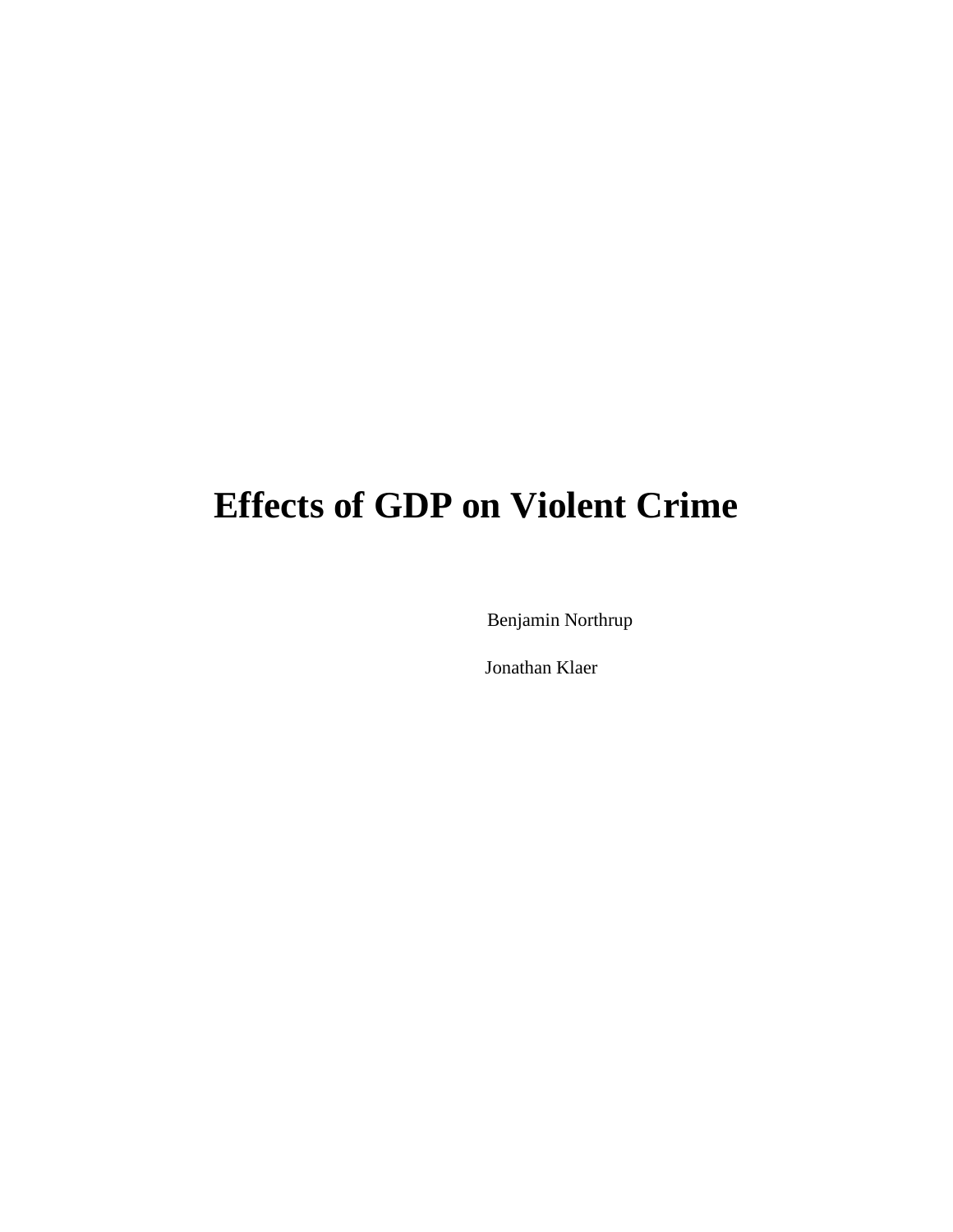# Effects of GDP on Violent Crime

Benjamin Northrup

Jonathan Klaer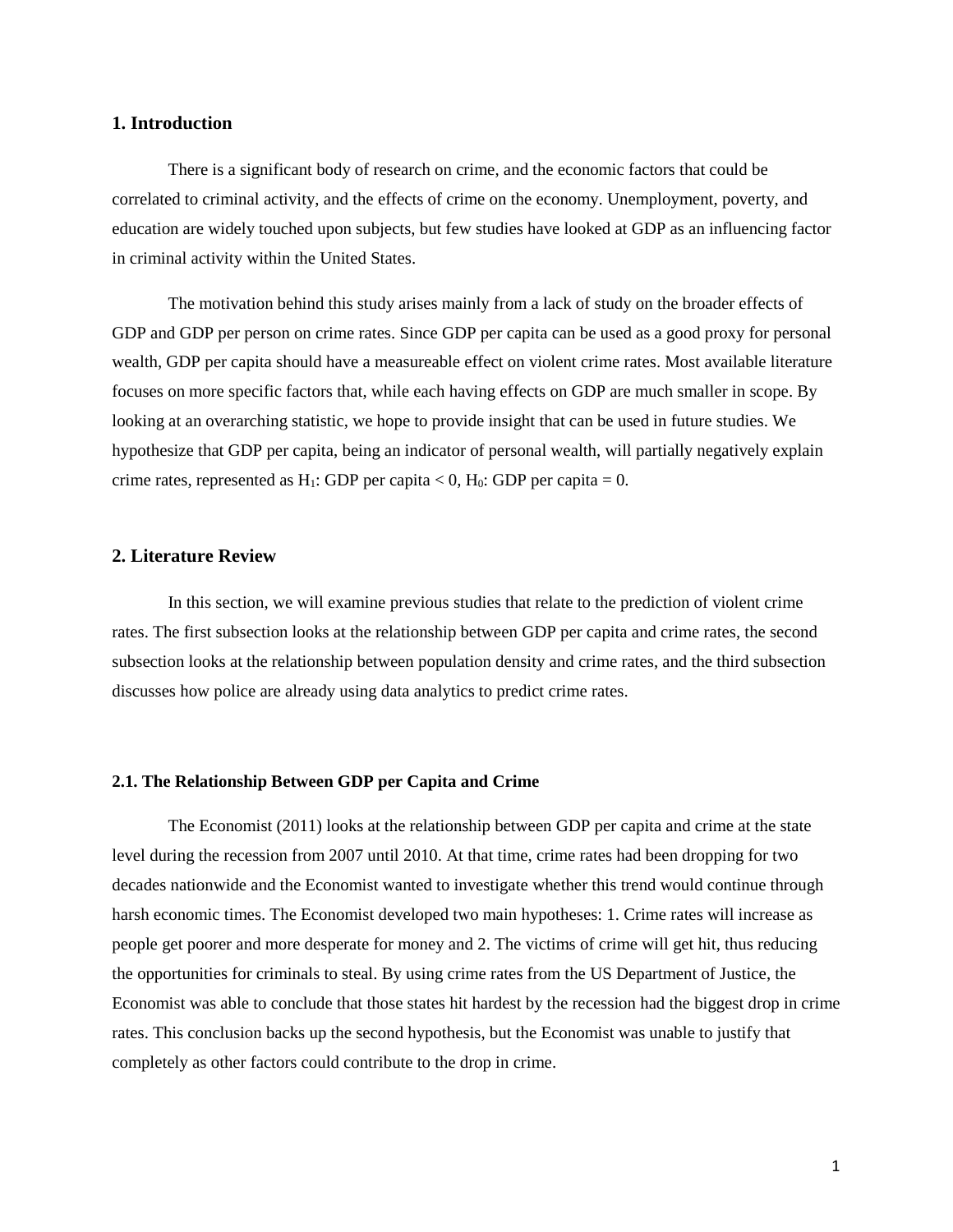## 1. Introduction

There is a significant body of research on crime, and the economic factors that could be correlated to criminal activity, and the effects of crime on the economy. Unemployment, poverty, and education are widely touched upon subjects, but few studies have looked at GDP as an influencing factor in criminal activity within the United States.

The motivation behind this study arises mainly from a lack of study on the broader effects of GDP and GDP per person on crime rates. Since GDP per capita can be used as a good proxy for personal wealth, GDP per capita should have a measureable effect on violent crime rates. Most available literature focuses on more specific factors that, while each having effects on GDP are much smaller in scope. By looking at an overarching statistic, we hope to provide insight that can be used in future studies. We hypothesize that GDP per capita, being an indicator of personal wealth, will partially negatively explain crime rates, represented as $H_1$: GDP per capita < 0, $H_0$: GDP per capita = 0.

## 2. Literature Review

In this section, we will examine previous studies that relate to the prediction of violent crime rates. The first subsection looks at the relationship between GDP per capita and crime rates, the second subsection looks at the relationship between population density and crime rates, and the third subsection discusses how police are already using data analytics to predict crime rates.

### 2.1. The Relationship Between GDP per Capita and Crime

The Economist (2011) looks at the relationship between GDP per capita and crime at the state level during the recession from 2007 until 2010. At that time, crime rates had been dropping for two decades nationwide and the Economist wanted to investigate whether this trend would continue through harsh economic times. The Economist developed two main hypotheses: 1. Crime rates will increase as people get poorer and more desperate for money and 2. The victims of crime will get hit, thus reducing the opportunities for criminals to steal. By using crime rates from the US Department of Justice, the Economist was able to conclude that those states hit hardest by the recession had the biggest drop in crime rates. This conclusion backs up the second hypothesis, but the Economist was unable to justify that completely as other factors could contribute to the drop in crime.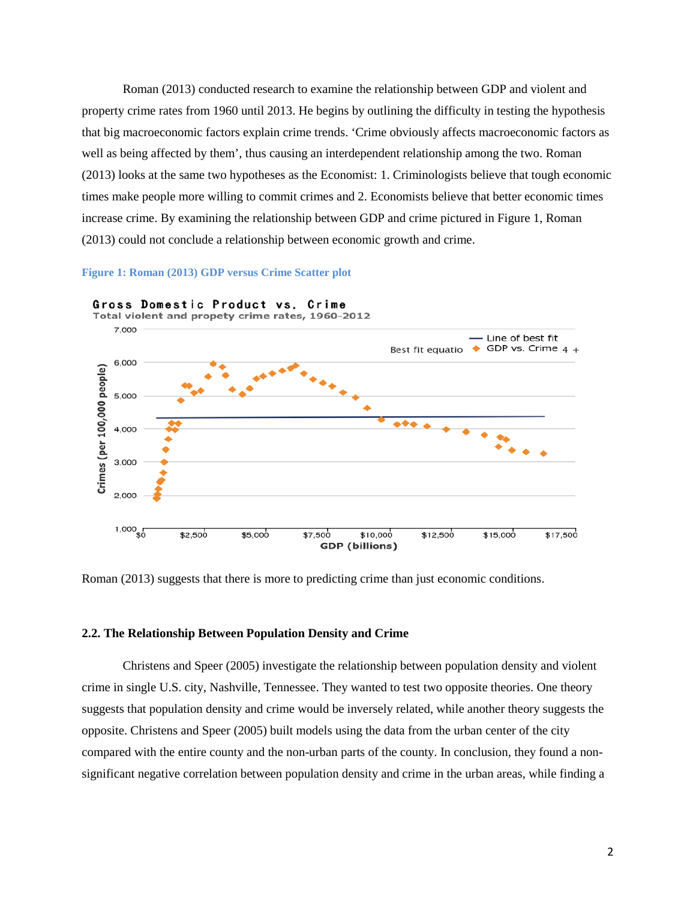Roman (2013) conducted research to examine the relationship between GDP and violent and property crime rates from 1960 until 2013. He begins by outlining the difficulty in testing the hypothesis that big macroeconomic factors explain crime trends. 'Crime obviously affects macroeconomic factors as well as being affected by them', thus causing an interdependent relationship among the two. Roman (2013) looks at the same two hypotheses as the Economist: 1. Criminologists believe that tough economic times make people more willing to commit crimes and 2. Economists believe that better economic times increase crime. By examining the relationship between GDP and crime pictured in Figure 1, Roman (2013) could not conclude a relationship between economic growth and crime.

**Figure 1: Roman (2013) GDP versus Crime Scatter plot**

Roman (2013) suggests that there is more to predicting crime than just economic conditions.

### 2.2. The Relationship Between Population Density and Crime

Christens and Speer (2005) investigate the relationship between population density and violent crime in single U.S. city, Nashville, Tennessee. They wanted to test two opposite theories. One theory suggests that population density and crime would be inversely related, while another theory suggests the opposite. Christens and Speer (2005) built models using the data from the urban center of the city compared with the entire county and the non-urban parts of the county. In conclusion, they found a non-significant negative correlation between population density and crime in the urban areas, while finding a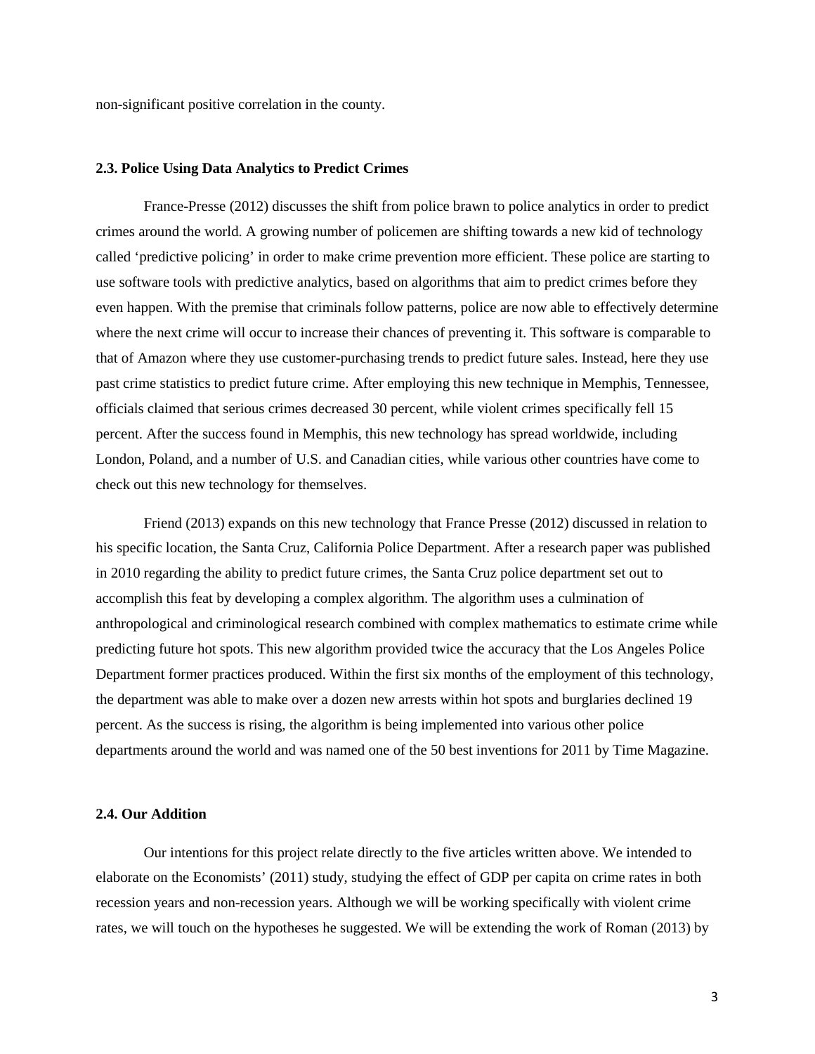non-significant positive correlation in the county.

### 2.3. Police Using Data Analytics to Predict Crimes

France-Presse (2012) discusses the shift from police brawn to police analytics in order to predict crimes around the world. A growing number of policemen are shifting towards a new kid of technology called 'predictive policing' in order to make crime prevention more efficient. These police are starting to use software tools with predictive analytics, based on algorithms that aim to predict crimes before they even happen. With the premise that criminals follow patterns, police are now able to effectively determine where the next crime will occur to increase their chances of preventing it. This software is comparable to that of Amazon where they use customer-purchasing trends to predict future sales. Instead, here they use past crime statistics to predict future crime. After employing this new technique in Memphis, Tennessee, officials claimed that serious crimes decreased 30 percent, while violent crimes specifically fell 15 percent. After the success found in Memphis, this new technology has spread worldwide, including London, Poland, and a number of U.S. and Canadian cities, while various other countries have come to check out this new technology for themselves.

Friend (2013) expands on this new technology that France Presse (2012) discussed in relation to his specific location, the Santa Cruz, California Police Department. After a research paper was published in 2010 regarding the ability to predict future crimes, the Santa Cruz police department set out to accomplish this feat by developing a complex algorithm. The algorithm uses a culmination of anthropological and criminological research combined with complex mathematics to estimate crime while predicting future hot spots. This new algorithm provided twice the accuracy that the Los Angeles Police Department former practices produced. Within the first six months of the employment of this technology, the department was able to make over a dozen new arrests within hot spots and burglaries declined 19 percent. As the success is rising, the algorithm is being implemented into various other police departments around the world and was named one of the 50 best inventions for 2011 by Time Magazine.

### 2.4. Our Addition

Our intentions for this project relate directly to the five articles written above. We intended to elaborate on the Economists' (2011) study, studying the effect of GDP per capita on crime rates in both recession years and non-recession years. Although we will be working specifically with violent crime rates, we will touch on the hypotheses he suggested. We will be extending the work of Roman (2013) by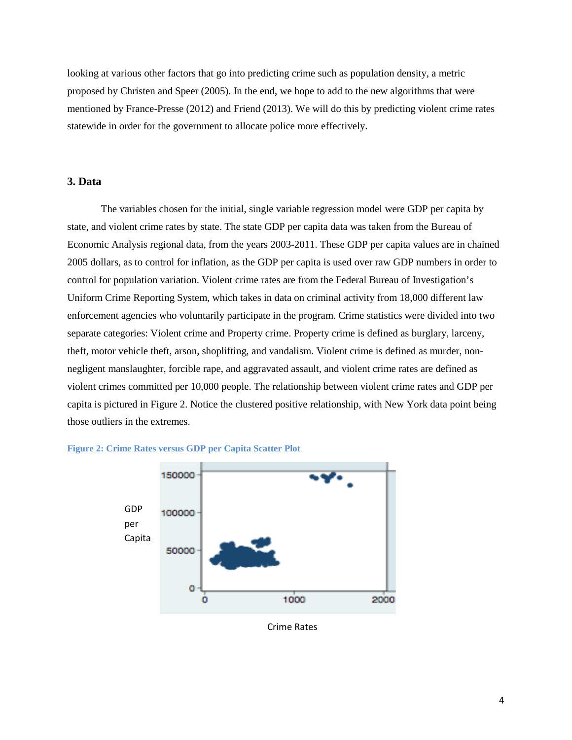looking at various other factors that go into predicting crime such as population density, a metric proposed by Christen and Speer (2005). In the end, we hope to add to the new algorithms that were mentioned by France-Presse (2012) and Friend (2013). We will do this by predicting violent crime rates statewide in order for the government to allocate police more effectively.

### 3. Data

The variables chosen for the initial, single variable regression model were GDP per capita by state, and violent crime rates by state. The state GDP per capita data was taken from the Bureau of Economic Analysis regional data, from the years 2003-2011. These GDP per capita values are in chained 2005 dollars, as to control for inflation, as the GDP per capita is used over raw GDP numbers in order to control for population variation. Violent crime rates are from the Federal Bureau of Investigation's Uniform Crime Reporting System, which takes in data on criminal activity from 18,000 different law enforcement agencies who voluntarily participate in the program. Crime statistics were divided into two separate categories: Violent crime and Property crime. Property crime is defined as burglary, larceny, theft, motor vehicle theft, arson, shoplifting, and vandalism. Violent crime is defined as murder, non-negligent manslaughter, forcible rape, and aggravated assault, and violent crime rates are defined as violent crimes committed per 10,000 people. The relationship between violent crime rates and GDP per capita is pictured in Figure 2. Notice the clustered positive relationship, with New York data point being those outliers in the extremes.

**Figure 2: Crime Rates versus GDP per Capita Scatter Plot**

GDP per Capita

Crime Rates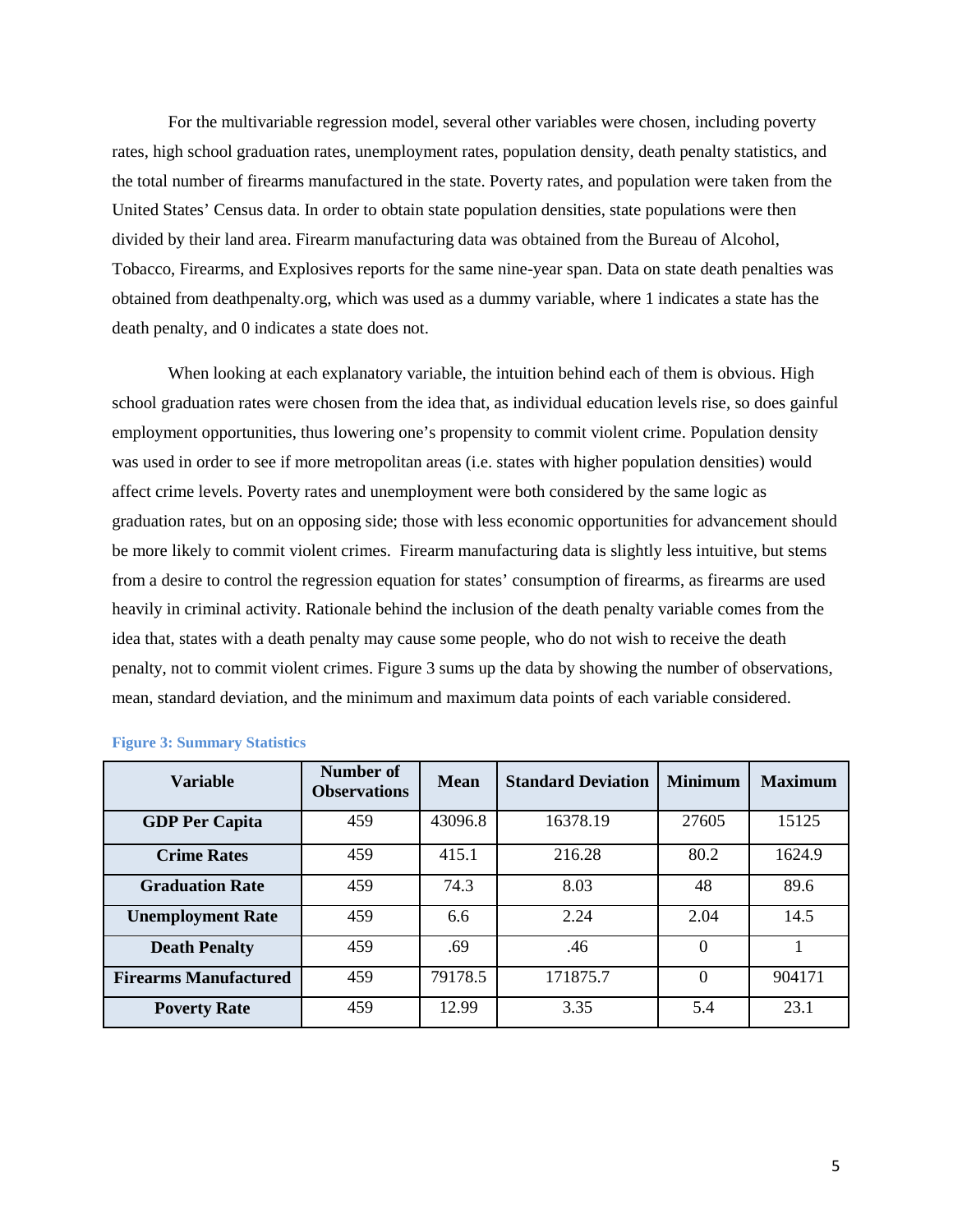For the multivariable regression model, several other variables were chosen, including poverty rates, high school graduation rates, unemployment rates, population density, death penalty statistics, and the total number of firearms manufactured in the state. Poverty rates, and population were taken from the United States' Census data. In order to obtain state population densities, state populations were then divided by their land area. Firearm manufacturing data was obtained from the Bureau of Alcohol, Tobacco, Firearms, and Explosives reports for the same nine-year span. Data on state death penalties was obtained from deathpenalty.org, which was used as a dummy variable, where 1 indicates a state has the death penalty, and 0 indicates a state does not.

When looking at each explanatory variable, the intuition behind each of them is obvious. High school graduation rates were chosen from the idea that, as individual education levels rise, so does gainful employment opportunities, thus lowering one's propensity to commit violent crime. Population density was used in order to see if more metropolitan areas (i.e. states with higher population densities) would affect crime levels. Poverty rates and unemployment were both considered by the same logic as graduation rates, but on an opposing side; those with less economic opportunities for advancement should be more likely to commit violent crimes. Firearm manufacturing data is slightly less intuitive, but stems from a desire to control the regression equation for states' consumption of firearms, as firearms are used heavily in criminal activity. Rationale behind the inclusion of the death penalty variable comes from the idea that, states with a death penalty may cause some people, who do not wish to receive the death penalty, not to commit violent crimes. Figure 3 sums up the data by showing the number of observations, mean, standard deviation, and the minimum and maximum data points of each variable considered.

**Figure 3: Summary Statistics**

| Variable | Number of Observations | Mean | Standard Deviation | Minimum | Maximum |
|---|---|---|---|---|---|
| **GDP Per Capita** | 459 | 43096.8 | 16378.19 | 27605 | 15125 |
| **Crime Rates** | 459 | 415.1 | 216.28 | 80.2 | 1624.9 |
| **Graduation Rate** | 459 | 74.3 | 8.03 | 48 | 89.6 |
| **Unemployment Rate** | 459 | 6.6 | 2.24 | 2.04 | 14.5 |
| **Death Penalty** | 459 | .69 | .46 | 0 | 1 |
| **Firearms Manufactured** | 459 | 79178.5 | 171875.7 | 0 | 904171 |
| **Poverty Rate** | 459 | 12.99 | 3.35 | 5.4 | 23.1 |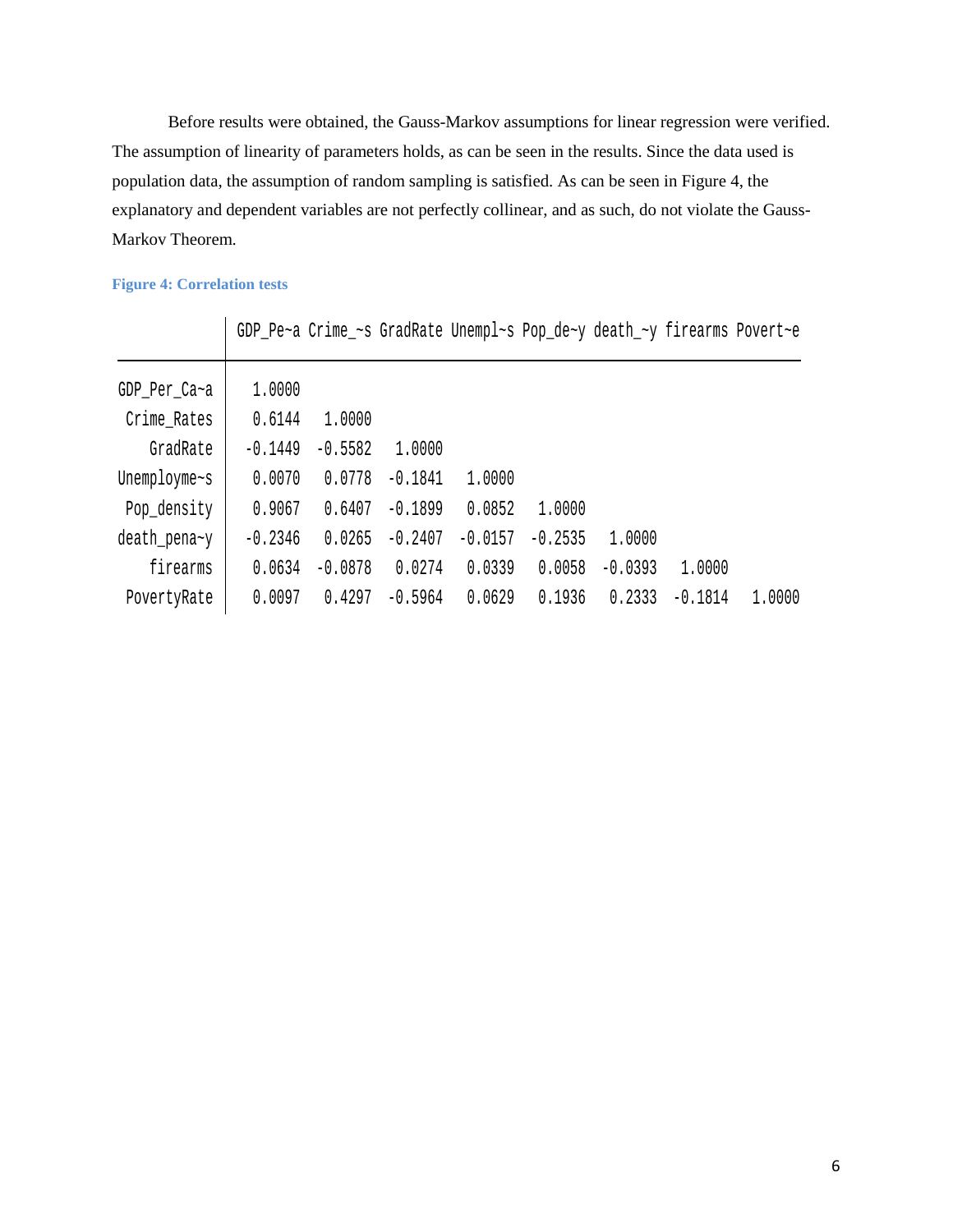Before results were obtained, the Gauss-Markov assumptions for linear regression were verified. The assumption of linearity of parameters holds, as can be seen in the results. Since the data used is population data, the assumption of random sampling is satisfied. As can be seen in Figure 4, the explanatory and dependent variables are not perfectly collinear, and as such, do not violate the Gauss-Markov Theorem.

**Figure 4: Correlation tests**

| | GDP_Pe~a | Crime_~s | GradRate | Unempl~s | Pop_de~y | death_~y | firearms | Povert~e |
|---|---|---|---|---|---|---|---|---|
| GDP_Per_Ca~a | 1.0000 | | | | | | | |
| Crime_Rates | 0.6144 | 1.0000 | | | | | | |
| GradRate | -0.1449 | -0.5582 | 1.0000 | | | | | |
| Unemployme~s | 0.0070 | 0.0778 | -0.1841 | 1.0000 | | | | |
| Pop_density | 0.9067 | 0.6407 | -0.1899 | 0.0852 | 1.0000 | | | |
| death_pena~y | -0.2346 | 0.0265 | -0.2407 | -0.0157 | -0.2535 | 1.0000 | | |
| firearms | 0.0634 | -0.0878 | 0.0274 | 0.0339 | 0.0058 | -0.0393 | 1.0000 | |
| PovertyRate | 0.0097 | 0.4297 | -0.5964 | 0.0629 | 0.1936 | 0.2333 | -0.1814 | 1.0000 |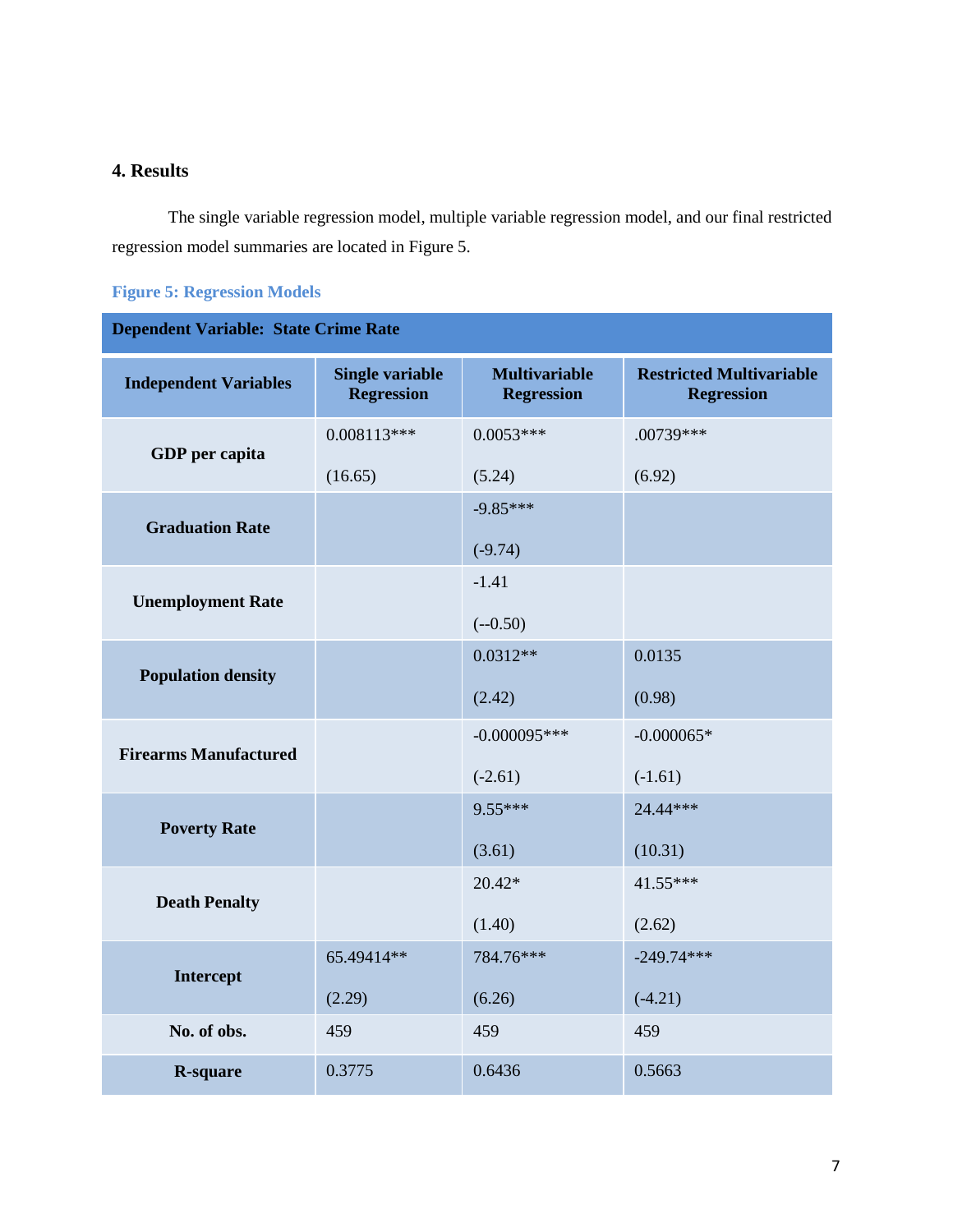## 4. Results

The single variable regression model, multiple variable regression model, and our final restricted regression model summaries are located in Figure 5.

**Figure 5: Regression Models**

| **Dependent Variable: State Crime Rate** | | | |
|---|---|---|---|
| **Independent Variables** | **Single variable Regression** | **Multivariable Regression** | **Restricted Multivariable Regression** |
| **GDP per capita** | 0.008113*** (16.65) | 0.0053*** (5.24) | .00739*** (6.92) |
| **Graduation Rate** | | -9.85*** (-9.74) | |
| **Unemployment Rate** | | -1.41 (--0.50) | |
| **Population density** | | 0.0312** (2.42) | 0.0135 (0.98) |
| **Firearms Manufactured** | | -0.000095*** (-2.61) | -0.000065* (-1.61) |
| **Poverty Rate** | | 9.55*** (3.61) | 24.44*** (10.31) |
| **Death Penalty** | | 20.42* (1.40) | 41.55*** (2.62) |
| **Intercept** | 65.49414** (2.29) | 784.76*** (6.26) | -249.74*** (-4.21) |
| **No. of obs.** | 459 | 459 | 459 |
| **R-square** | 0.3775 | 0.6436 | 0.5663 |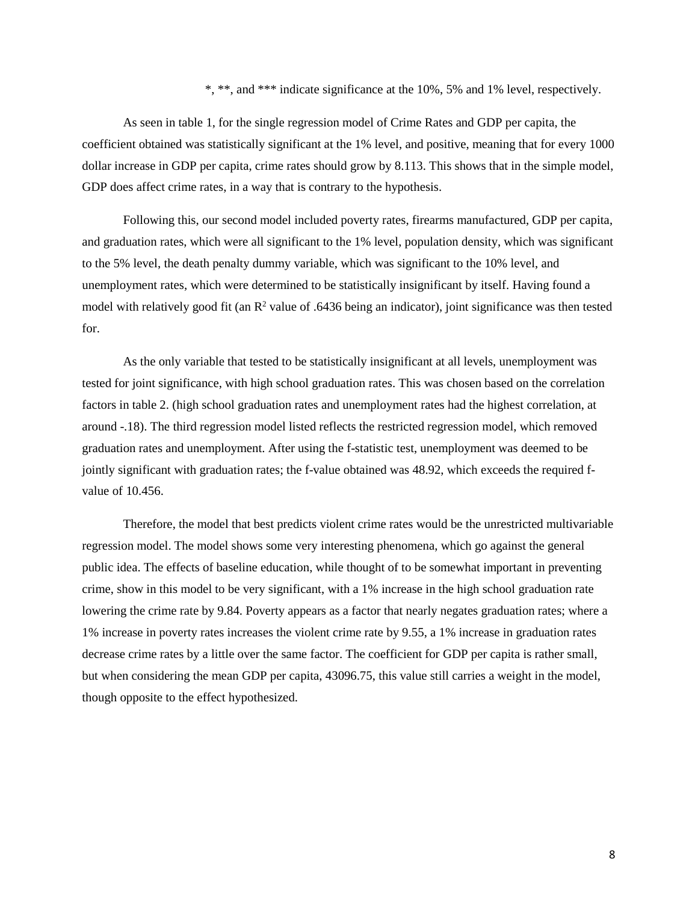*, **, and *** indicate significance at the 10%, 5% and 1% level, respectively.

As seen in table 1, for the single regression model of Crime Rates and GDP per capita, the coefficient obtained was statistically significant at the 1% level, and positive, meaning that for every 1000 dollar increase in GDP per capita, crime rates should grow by 8.113. This shows that in the simple model, GDP does affect crime rates, in a way that is contrary to the hypothesis.

Following this, our second model included poverty rates, firearms manufactured, GDP per capita, and graduation rates, which were all significant to the 1% level, population density, which was significant to the 5% level, the death penalty dummy variable, which was significant to the 10% level, and unemployment rates, which were determined to be statistically insignificant by itself. Having found a model with relatively good fit (an $R^2$ value of .6436 being an indicator), joint significance was then tested for.

As the only variable that tested to be statistically insignificant at all levels, unemployment was tested for joint significance, with high school graduation rates. This was chosen based on the correlation factors in table 2. (high school graduation rates and unemployment rates had the highest correlation, at around -.18). The third regression model listed reflects the restricted regression model, which removed graduation rates and unemployment. After using the f-statistic test, unemployment was deemed to be jointly significant with graduation rates; the f-value obtained was 48.92, which exceeds the required f-value of 10.456.

Therefore, the model that best predicts violent crime rates would be the unrestricted multivariable regression model. The model shows some very interesting phenomena, which go against the general public idea. The effects of baseline education, while thought of to be somewhat important in preventing crime, show in this model to be very significant, with a 1% increase in the high school graduation rate lowering the crime rate by 9.84. Poverty appears as a factor that nearly negates graduation rates; where a 1% increase in poverty rates increases the violent crime rate by 9.55, a 1% increase in graduation rates decrease crime rates by a little over the same factor. The coefficient for GDP per capita is rather small, but when considering the mean GDP per capita, 43096.75, this value still carries a weight in the model, though opposite to the effect hypothesized.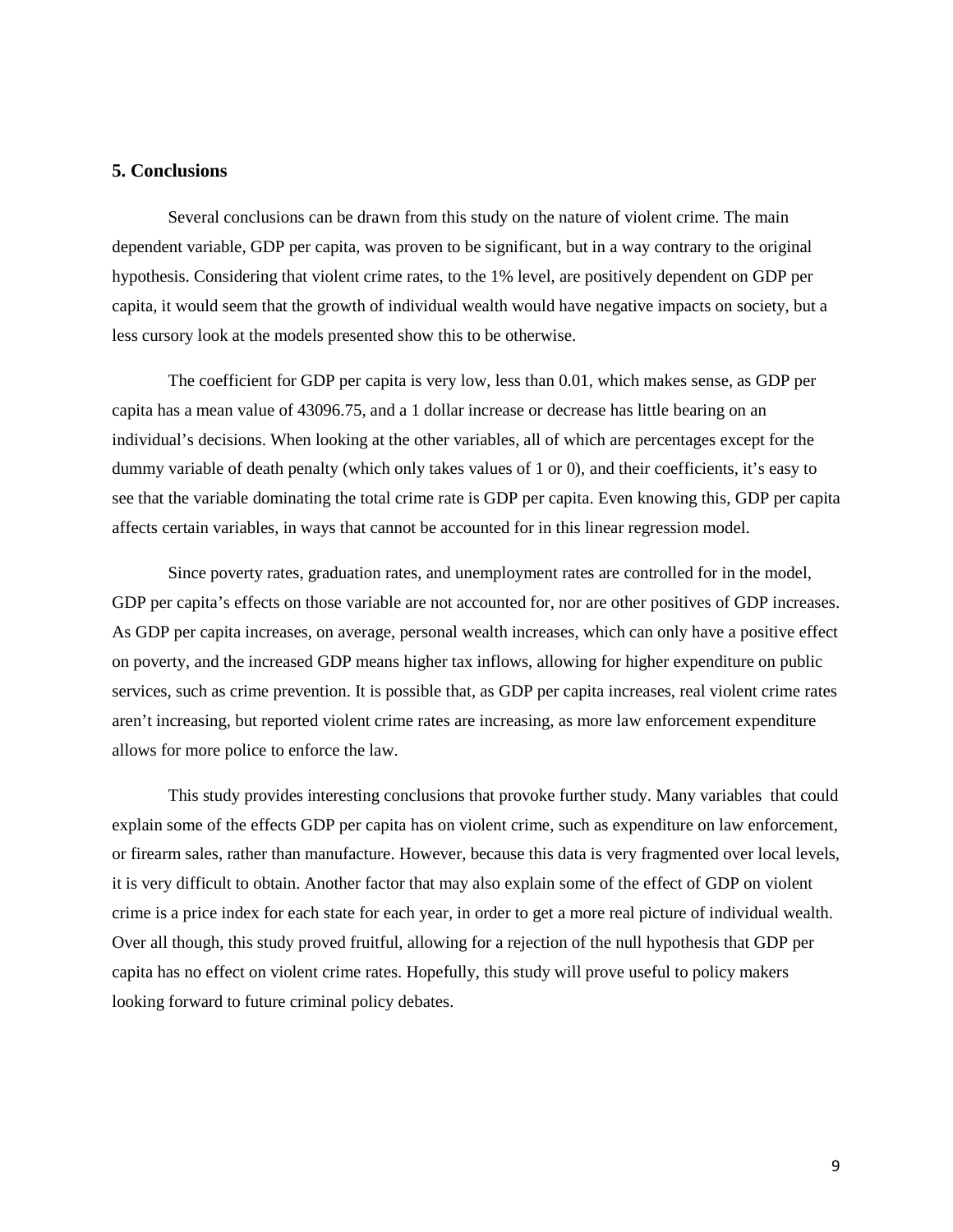## 5. Conclusions

Several conclusions can be drawn from this study on the nature of violent crime. The main dependent variable, GDP per capita, was proven to be significant, but in a way contrary to the original hypothesis. Considering that violent crime rates, to the 1% level, are positively dependent on GDP per capita, it would seem that the growth of individual wealth would have negative impacts on society, but a less cursory look at the models presented show this to be otherwise.

The coefficient for GDP per capita is very low, less than 0.01, which makes sense, as GDP per capita has a mean value of 43096.75, and a 1 dollar increase or decrease has little bearing on an individual's decisions. When looking at the other variables, all of which are percentages except for the dummy variable of death penalty (which only takes values of 1 or 0), and their coefficients, it's easy to see that the variable dominating the total crime rate is GDP per capita. Even knowing this, GDP per capita affects certain variables, in ways that cannot be accounted for in this linear regression model.

Since poverty rates, graduation rates, and unemployment rates are controlled for in the model, GDP per capita's effects on those variable are not accounted for, nor are other positives of GDP increases. As GDP per capita increases, on average, personal wealth increases, which can only have a positive effect on poverty, and the increased GDP means higher tax inflows, allowing for higher expenditure on public services, such as crime prevention. It is possible that, as GDP per capita increases, real violent crime rates aren't increasing, but reported violent crime rates are increasing, as more law enforcement expenditure allows for more police to enforce the law.

This study provides interesting conclusions that provoke further study. Many variables that could explain some of the effects GDP per capita has on violent crime, such as expenditure on law enforcement, or firearm sales, rather than manufacture. However, because this data is very fragmented over local levels, it is very difficult to obtain. Another factor that may also explain some of the effect of GDP on violent crime is a price index for each state for each year, in order to get a more real picture of individual wealth. Over all though, this study proved fruitful, allowing for a rejection of the null hypothesis that GDP per capita has no effect on violent crime rates. Hopefully, this study will prove useful to policy makers looking forward to future criminal policy debates.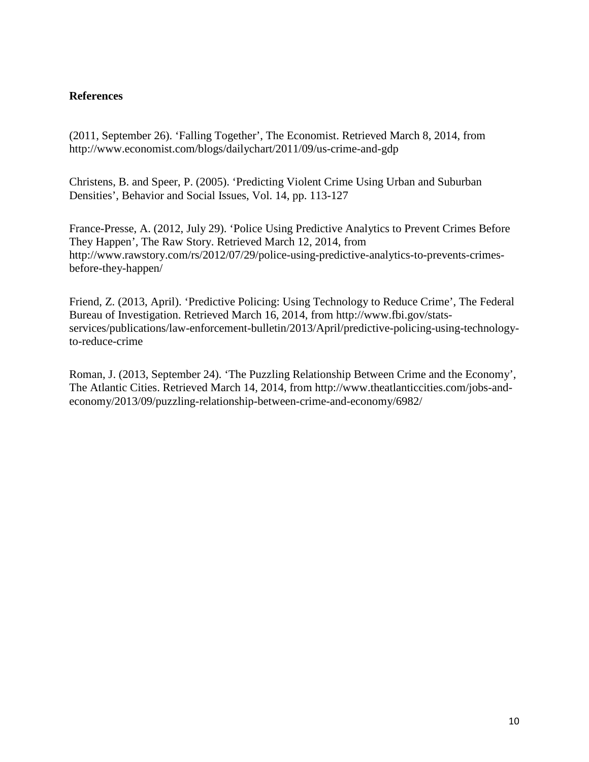**References**

(2011, September 26). ‘Falling Together’, The Economist. Retrieved March 8, 2014, from http://www.economist.com/blogs/dailychart/2011/09/us-crime-and-gdp

Christens, B. and Speer, P. (2005). ‘Predicting Violent Crime Using Urban and Suburban Densities’, Behavior and Social Issues, Vol. 14, pp. 113-127

France-Presse, A. (2012, July 29). ‘Police Using Predictive Analytics to Prevent Crimes Before They Happen’, The Raw Story. Retrieved March 12, 2014, from http://www.rawstory.com/rs/2012/07/29/police-using-predictive-analytics-to-prevents-crimes-before-they-happen/

Friend, Z. (2013, April). ‘Predictive Policing: Using Technology to Reduce Crime’, The Federal Bureau of Investigation. Retrieved March 16, 2014, from http://www.fbi.gov/stats-services/publications/law-enforcement-bulletin/2013/April/predictive-policing-using-technology-to-reduce-crime

Roman, J. (2013, September 24). ‘The Puzzling Relationship Between Crime and the Economy’, The Atlantic Cities. Retrieved March 14, 2014, from http://www.theatlanticcities.com/jobs-and-economy/2013/09/puzzling-relationship-between-crime-and-economy/6982/